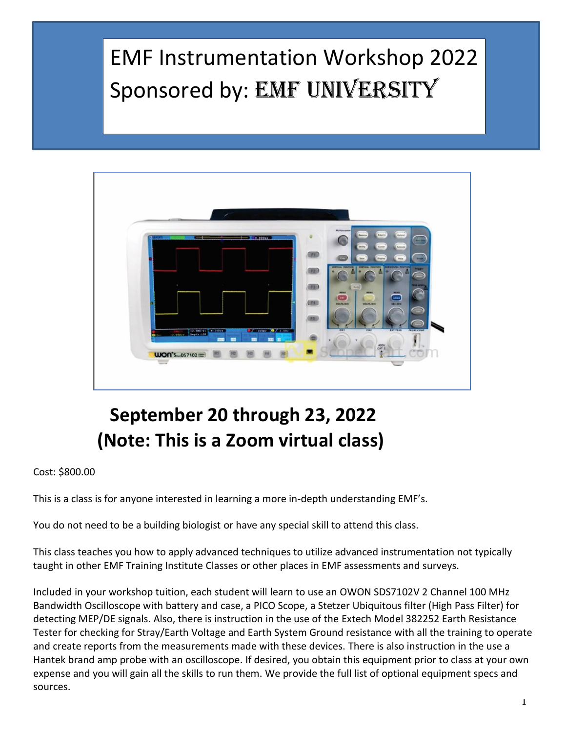# EMF Instrumentation Workshop 2022
# Sponsored by: EMF UNIVERSITY

## September 20 through 23, 2022
## (Note: This is a Zoom virtual class)

Cost: $800.00

This is a class is for anyone interested in learning a more in-depth understanding EMF's.

You do not need to be a building biologist or have any special skill to attend this class.

This class teaches you how to apply advanced techniques to utilize advanced instrumentation not typically taught in other EMF Training Institute Classes or other places in EMF assessments and surveys.

Included in your workshop tuition, each student will learn to use an OWON SDS7102V 2 Channel 100 MHz Bandwidth Oscilloscope with battery and case, a PICO Scope, a Stetzer Ubiquitous filter (High Pass Filter) for detecting MEP/DE signals. Also, there is instruction in the use of the Extech Model 382252 Earth Resistance Tester for checking for Stray/Earth Voltage and Earth System Ground resistance with all the training to operate and create reports from the measurements made with these devices. There is also instruction in the use a Hantek brand amp probe with an oscilloscope. If desired, you obtain this equipment prior to class at your own expense and you will gain all the skills to run them. We provide the full list of optional equipment specs and sources.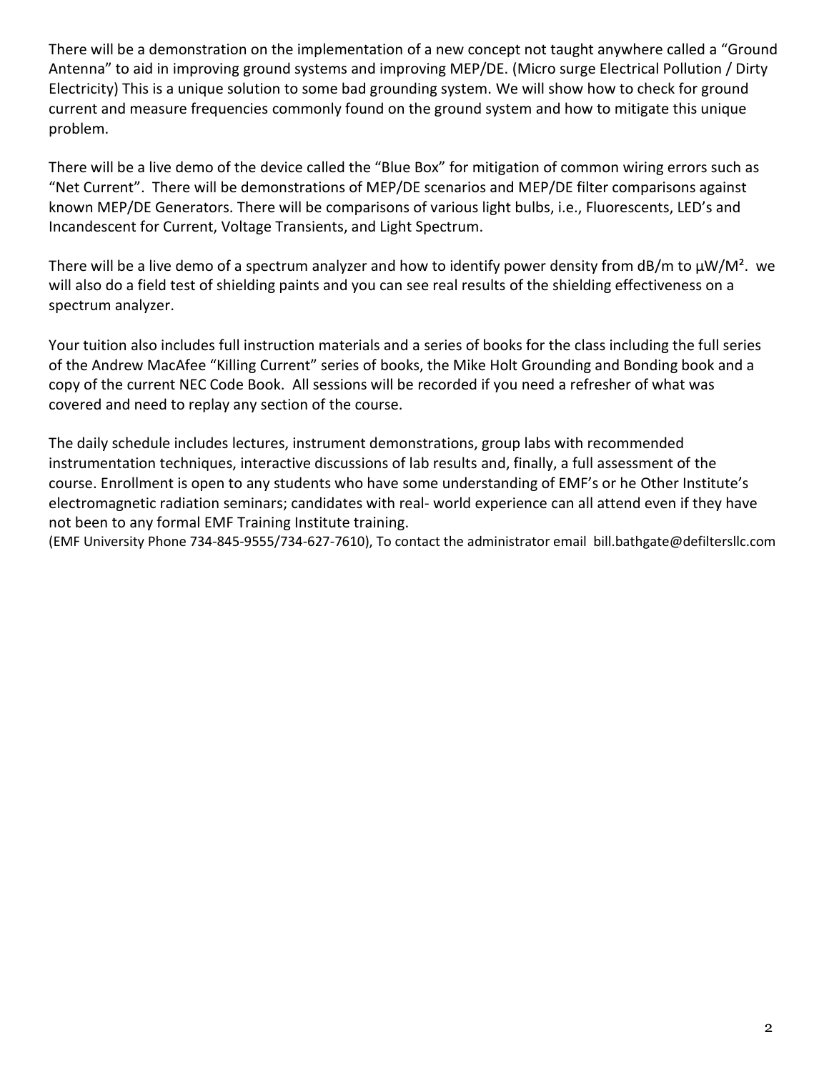There will be a demonstration on the implementation of a new concept not taught anywhere called a "Ground Antenna" to aid in improving ground systems and improving MEP/DE. (Micro surge Electrical Pollution / Dirty Electricity) This is a unique solution to some bad grounding system. We will show how to check for ground current and measure frequencies commonly found on the ground system and how to mitigate this unique problem.

There will be a live demo of the device called the "Blue Box" for mitigation of common wiring errors such as "Net Current". There will be demonstrations of MEP/DE scenarios and MEP/DE filter comparisons against known MEP/DE Generators. There will be comparisons of various light bulbs, i.e., Fluorescents, LED's and Incandescent for Current, Voltage Transients, and Light Spectrum.

There will be a live demo of a spectrum analyzer and how to identify power density from dB/m to µW/M². we will also do a field test of shielding paints and you can see real results of the shielding effectiveness on a spectrum analyzer.

Your tuition also includes full instruction materials and a series of books for the class including the full series of the Andrew MacAfee "Killing Current" series of books, the Mike Holt Grounding and Bonding book and a copy of the current NEC Code Book. All sessions will be recorded if you need a refresher of what was covered and need to replay any section of the course.

The daily schedule includes lectures, instrument demonstrations, group labs with recommended instrumentation techniques, interactive discussions of lab results and, finally, a full assessment of the course. Enrollment is open to any students who have some understanding of EMF's or he Other Institute's electromagnetic radiation seminars; candidates with real- world experience can all attend even if they have not been to any formal EMF Training Institute training.

(EMF University Phone 734-845-9555/734-627-7610), To contact the administrator email bill.bathgate@defiltersllc.com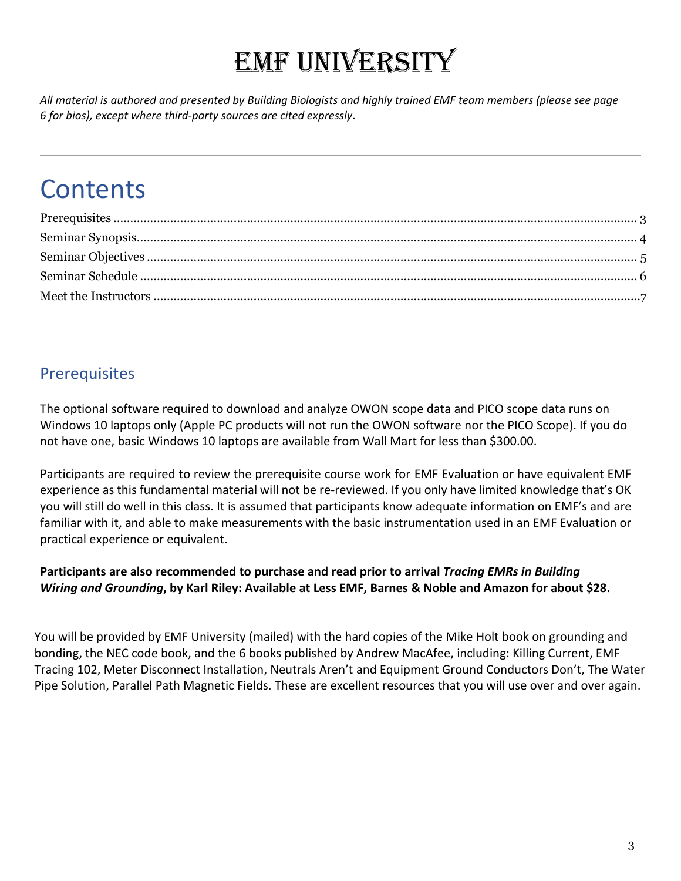# EMF UNIVERSITY

*All material is authored and presented by Building Biologists and highly trained EMF team members (please see page 6 for bios), except where third-party sources are cited expressly*.

---

# Contents

Prerequisites ........ 3
Seminar Synopsis........ 4
Seminar Objectives ........ 5
Seminar Schedule ........ 6
Meet the Instructors ........ 7

---

## Prerequisites

The optional software required to download and analyze OWON scope data and PICO scope data runs on Windows 10 laptops only (Apple PC products will not run the OWON software nor the PICO Scope). If you do not have one, basic Windows 10 laptops are available from Wall Mart for less than $300.00.

Participants are required to review the prerequisite course work for EMF Evaluation or have equivalent EMF experience as this fundamental material will not be re-reviewed. If you only have limited knowledge that's OK you will still do well in this class. It is assumed that participants know adequate information on EMF's and are familiar with it, and able to make measurements with the basic instrumentation used in an EMF Evaluation or practical experience or equivalent.

**Participants are also recommended to purchase and read prior to arrival *Tracing EMRs in Building Wiring and Grounding*, by Karl Riley: Available at Less EMF, Barnes & Noble and Amazon for about $28.**

You will be provided by EMF University (mailed) with the hard copies of the Mike Holt book on grounding and bonding, the NEC code book, and the 6 books published by Andrew MacAfee, including: Killing Current, EMF Tracing 102, Meter Disconnect Installation, Neutrals Aren't and Equipment Ground Conductors Don't, The Water Pipe Solution, Parallel Path Magnetic Fields. These are excellent resources that you will use over and over again.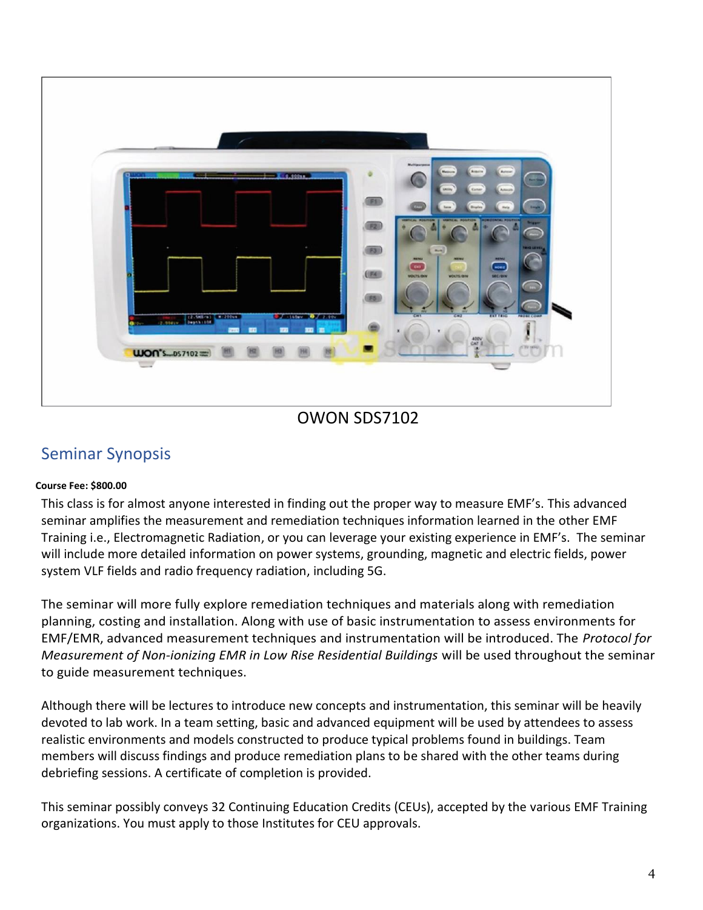OWON SDS7102

## Seminar Synopsis

**Course Fee: $800.00**

This class is for almost anyone interested in finding out the proper way to measure EMF's. This advanced seminar amplifies the measurement and remediation techniques information learned in the other EMF Training i.e., Electromagnetic Radiation, or you can leverage your existing experience in EMF's. The seminar will include more detailed information on power systems, grounding, magnetic and electric fields, power system VLF fields and radio frequency radiation, including 5G.

The seminar will more fully explore remediation techniques and materials along with remediation planning, costing and installation. Along with use of basic instrumentation to assess environments for EMF/EMR, advanced measurement techniques and instrumentation will be introduced. The *Protocol for Measurement of Non-ionizing EMR in Low Rise Residential Buildings* will be used throughout the seminar to guide measurement techniques.

Although there will be lectures to introduce new concepts and instrumentation, this seminar will be heavily devoted to lab work. In a team setting, basic and advanced equipment will be used by attendees to assess realistic environments and models constructed to produce typical problems found in buildings. Team members will discuss findings and produce remediation plans to be shared with the other teams during debriefing sessions. A certificate of completion is provided.

This seminar possibly conveys 32 Continuing Education Credits (CEUs), accepted by the various EMF Training organizations. You must apply to those Institutes for CEU approvals.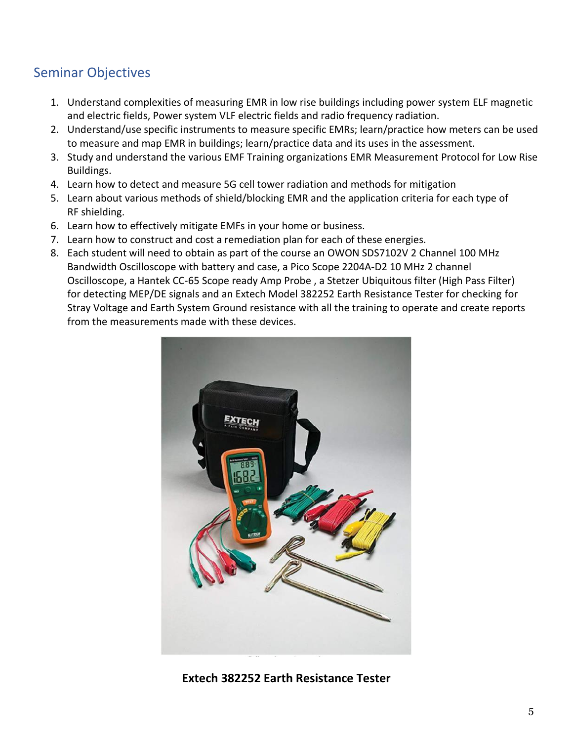## Seminar Objectives

1. Understand complexities of measuring EMR in low rise buildings including power system ELF magnetic and electric fields, Power system VLF electric fields and radio frequency radiation.
2. Understand/use specific instruments to measure specific EMRs; learn/practice how meters can be used to measure and map EMR in buildings; learn/practice data and its uses in the assessment.
3. Study and understand the various EMF Training organizations EMR Measurement Protocol for Low Rise Buildings.
4. Learn how to detect and measure 5G cell tower radiation and methods for mitigation
5. Learn about various methods of shield/blocking EMR and the application criteria for each type of RF shielding.
6. Learn how to effectively mitigate EMFs in your home or business.
7. Learn how to construct and cost a remediation plan for each of these energies.
8. Each student will need to obtain as part of the course an OWON SDS7102V 2 Channel 100 MHz Bandwidth Oscilloscope with battery and case, a Pico Scope 2204A-D2 10 MHz 2 channel Oscilloscope, a Hantek CC-65 Scope ready Amp Probe , a Stetzer Ubiquitous filter (High Pass Filter) for detecting MEP/DE signals and an Extech Model 382252 Earth Resistance Tester for checking for Stray Voltage and Earth System Ground resistance with all the training to operate and create reports from the measurements made with these devices.

**Extech 382252 Earth Resistance Tester**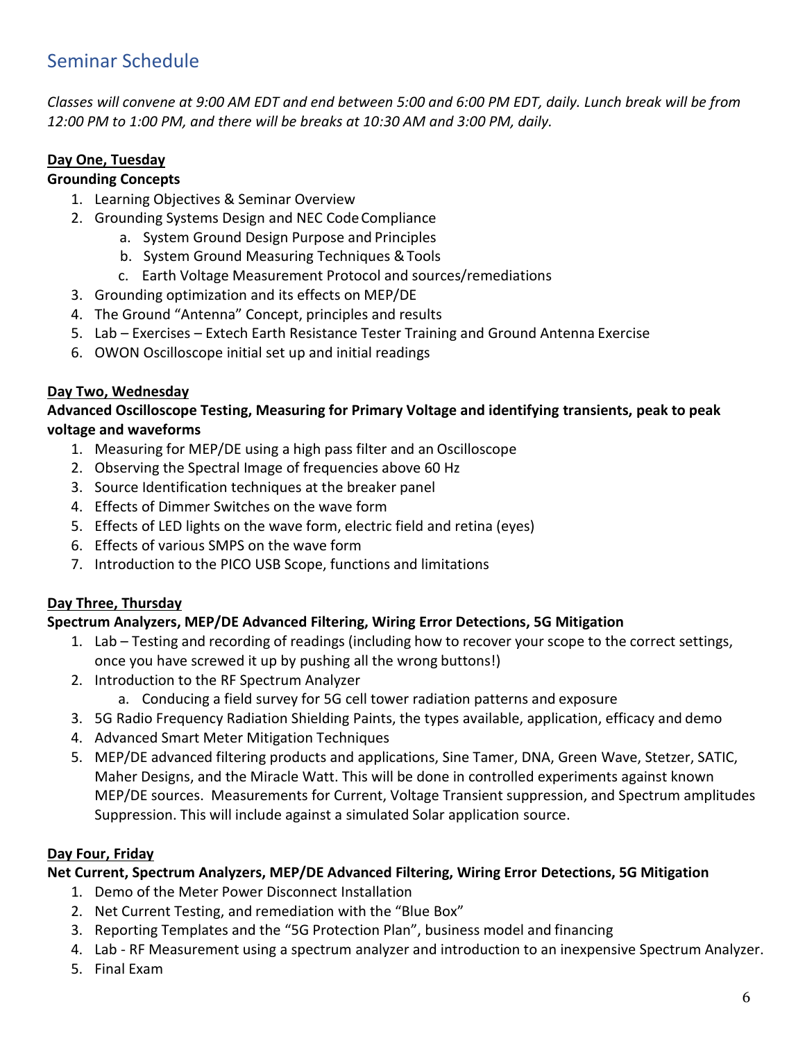## Seminar Schedule

*Classes will convene at 9:00 AM EDT and end between 5:00 and 6:00 PM EDT, daily. Lunch break will be from 12:00 PM to 1:00 PM, and there will be breaks at 10:30 AM and 3:00 PM, daily.*

<u>**Day One, Tuesday**</u>

**Grounding Concepts**

1. Learning Objectives & Seminar Overview
2. Grounding Systems Design and NEC Code Compliance
   a. System Ground Design Purpose and Principles
   b. System Ground Measuring Techniques & Tools
   c. Earth Voltage Measurement Protocol and sources/remediations
3. Grounding optimization and its effects on MEP/DE
4. The Ground "Antenna" Concept, principles and results
5. Lab – Exercises – Extech Earth Resistance Tester Training and Ground Antenna Exercise
6. OWON Oscilloscope initial set up and initial readings

<u>**Day Two, Wednesday**</u>

**Advanced Oscilloscope Testing, Measuring for Primary Voltage and identifying transients, peak to peak voltage and waveforms**

1. Measuring for MEP/DE using a high pass filter and an Oscilloscope
2. Observing the Spectral Image of frequencies above 60 Hz
3. Source Identification techniques at the breaker panel
4. Effects of Dimmer Switches on the wave form
5. Effects of LED lights on the wave form, electric field and retina (eyes)
6. Effects of various SMPS on the wave form
7. Introduction to the PICO USB Scope, functions and limitations

<u>**Day Three, Thursday**</u>

**Spectrum Analyzers, MEP/DE Advanced Filtering, Wiring Error Detections, 5G Mitigation**

1. Lab – Testing and recording of readings (including how to recover your scope to the correct settings, once you have screwed it up by pushing all the wrong buttons!)
2. Introduction to the RF Spectrum Analyzer
   a. Conducing a field survey for 5G cell tower radiation patterns and exposure
3. 5G Radio Frequency Radiation Shielding Paints, the types available, application, efficacy and demo
4. Advanced Smart Meter Mitigation Techniques
5. MEP/DE advanced filtering products and applications, Sine Tamer, DNA, Green Wave, Stetzer, SATIC, Maher Designs, and the Miracle Watt. This will be done in controlled experiments against known MEP/DE sources. Measurements for Current, Voltage Transient suppression, and Spectrum amplitudes Suppression. This will include against a simulated Solar application source.

<u>**Day Four, Friday**</u>

**Net Current, Spectrum Analyzers, MEP/DE Advanced Filtering, Wiring Error Detections, 5G Mitigation**

1. Demo of the Meter Power Disconnect Installation
2. Net Current Testing, and remediation with the "Blue Box"
3. Reporting Templates and the "5G Protection Plan", business model and financing
4. Lab - RF Measurement using a spectrum analyzer and introduction to an inexpensive Spectrum Analyzer.
5. Final Exam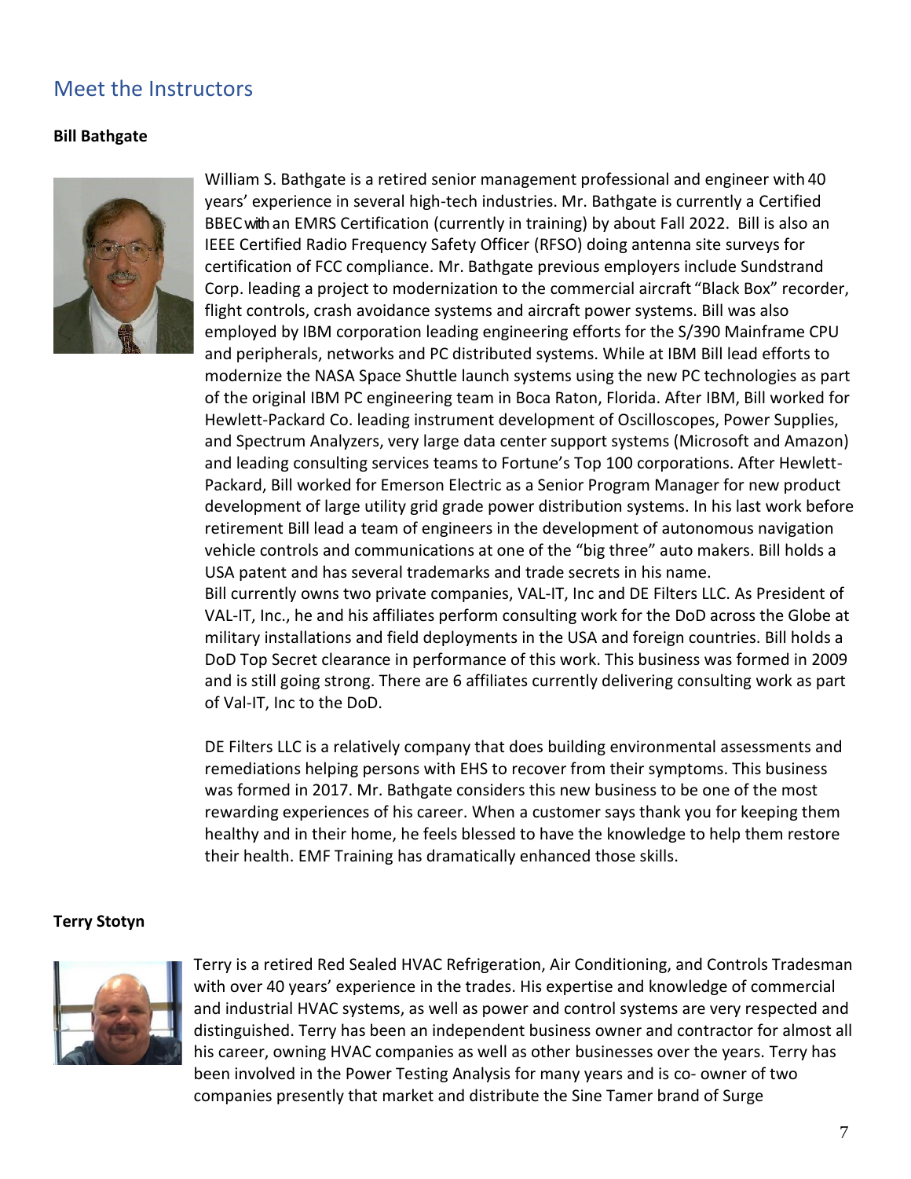## Meet the Instructors

**Bill Bathgate**

William S. Bathgate is a retired senior management professional and engineer with 40 years' experience in several high-tech industries. Mr. Bathgate is currently a Certified BBEC with an EMRS Certification (currently in training) by about Fall 2022. Bill is also an IEEE Certified Radio Frequency Safety Officer (RFSO) doing antenna site surveys for certification of FCC compliance. Mr. Bathgate previous employers include Sundstrand Corp. leading a project to modernization to the commercial aircraft "Black Box" recorder, flight controls, crash avoidance systems and aircraft power systems. Bill was also employed by IBM corporation leading engineering efforts for the S/390 Mainframe CPU and peripherals, networks and PC distributed systems. While at IBM Bill lead efforts to modernize the NASA Space Shuttle launch systems using the new PC technologies as part of the original IBM PC engineering team in Boca Raton, Florida. After IBM, Bill worked for Hewlett-Packard Co. leading instrument development of Oscilloscopes, Power Supplies, and Spectrum Analyzers, very large data center support systems (Microsoft and Amazon) and leading consulting services teams to Fortune's Top 100 corporations. After Hewlett-Packard, Bill worked for Emerson Electric as a Senior Program Manager for new product development of large utility grid grade power distribution systems. In his last work before retirement Bill lead a team of engineers in the development of autonomous navigation vehicle controls and communications at one of the "big three" auto makers. Bill holds a USA patent and has several trademarks and trade secrets in his name.
Bill currently owns two private companies, VAL-IT, Inc and DE Filters LLC. As President of VAL-IT, Inc., he and his affiliates perform consulting work for the DoD across the Globe at military installations and field deployments in the USA and foreign countries. Bill holds a DoD Top Secret clearance in performance of this work. This business was formed in 2009 and is still going strong. There are 6 affiliates currently delivering consulting work as part of Val-IT, Inc to the DoD.

DE Filters LLC is a relatively company that does building environmental assessments and remediations helping persons with EHS to recover from their symptoms. This business was formed in 2017. Mr. Bathgate considers this new business to be one of the most rewarding experiences of his career. When a customer says thank you for keeping them healthy and in their home, he feels blessed to have the knowledge to help them restore their health. EMF Training has dramatically enhanced those skills.

**Terry Stotyn**

Terry is a retired Red Sealed HVAC Refrigeration, Air Conditioning, and Controls Tradesman with over 40 years' experience in the trades. His expertise and knowledge of commercial and industrial HVAC systems, as well as power and control systems are very respected and distinguished. Terry has been an independent business owner and contractor for almost all his career, owning HVAC companies as well as other businesses over the years. Terry has been involved in the Power Testing Analysis for many years and is co- owner of two companies presently that market and distribute the Sine Tamer brand of Surge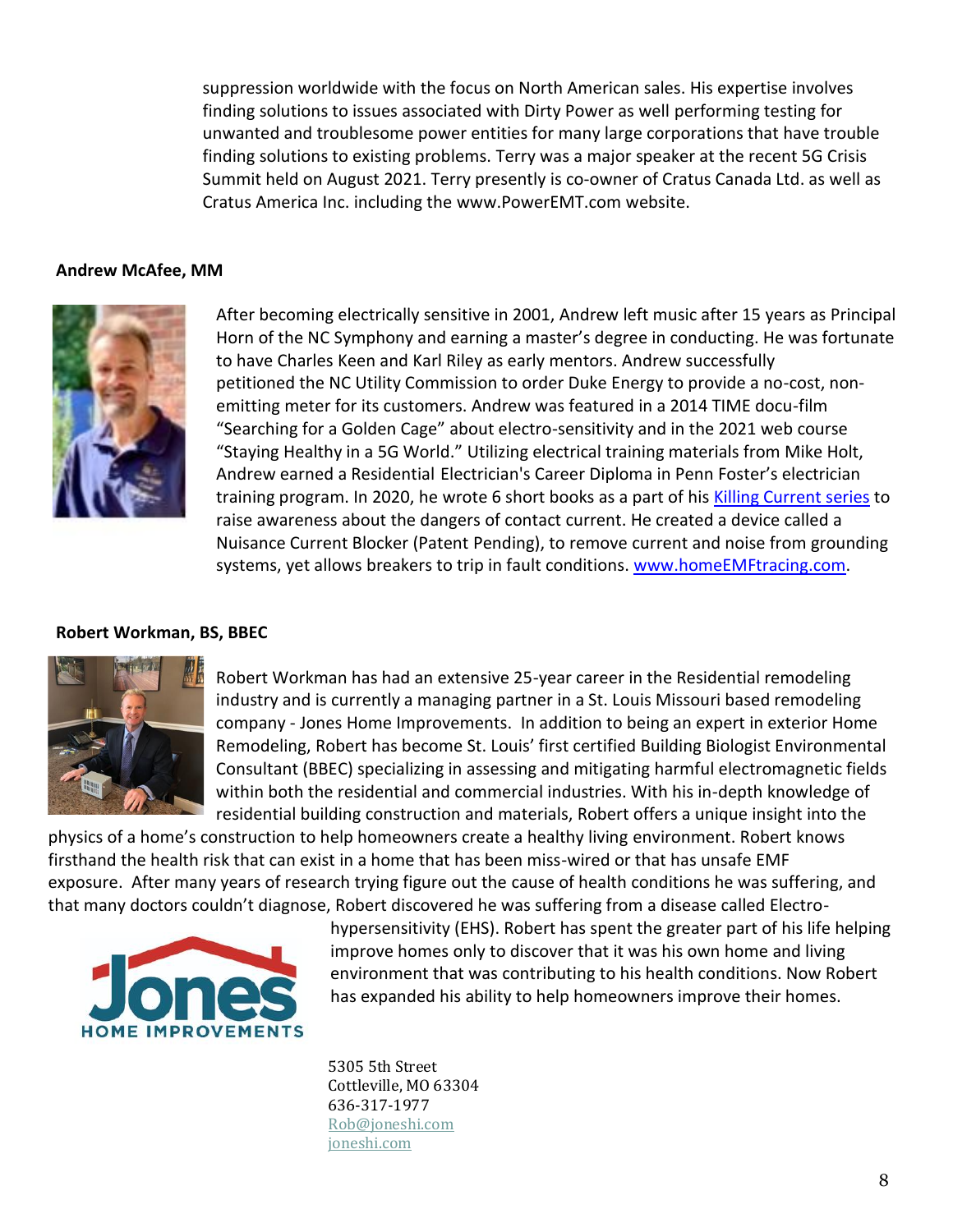suppression worldwide with the focus on North American sales. His expertise involves finding solutions to issues associated with Dirty Power as well performing testing for unwanted and troublesome power entities for many large corporations that have trouble finding solutions to existing problems. Terry was a major speaker at the recent 5G Crisis Summit held on August 2021. Terry presently is co-owner of Cratus Canada Ltd. as well as Cratus America Inc. including the www.PowerEMT.com website.

**Andrew McAfee, MM**

After becoming electrically sensitive in 2001, Andrew left music after 15 years as Principal Horn of the NC Symphony and earning a master's degree in conducting. He was fortunate to have Charles Keen and Karl Riley as early mentors. Andrew successfully petitioned the NC Utility Commission to order Duke Energy to provide a no-cost, non-emitting meter for its customers. Andrew was featured in a 2014 TIME docu-film "Searching for a Golden Cage" about electro-sensitivity and in the 2021 web course "Staying Healthy in a 5G World." Utilizing electrical training materials from Mike Holt, Andrew earned a Residential Electrician's Career Diploma in Penn Foster's electrician training program. In 2020, he wrote 6 short books as a part of his Killing Current series to raise awareness about the dangers of contact current. He created a device called a Nuisance Current Blocker (Patent Pending), to remove current and noise from grounding systems, yet allows breakers to trip in fault conditions. www.homeEMFtracing.com.

**Robert Workman, BS, BBEC**

Robert Workman has had an extensive 25-year career in the Residential remodeling industry and is currently a managing partner in a St. Louis Missouri based remodeling company - Jones Home Improvements. In addition to being an expert in exterior Home Remodeling, Robert has become St. Louis' first certified Building Biologist Environmental Consultant (BBEC) specializing in assessing and mitigating harmful electromagnetic fields within both the residential and commercial industries. With his in-depth knowledge of residential building construction and materials, Robert offers a unique insight into the physics of a home's construction to help homeowners create a healthy living environment. Robert knows firsthand the health risk that can exist in a home that has been miss-wired or that has unsafe EMF exposure. After many years of research trying figure out the cause of health conditions he was suffering, and that many doctors couldn't diagnose, Robert discovered he was suffering from a disease called Electro-hypersensitivity (EHS). Robert has spent the greater part of his life helping improve homes only to discover that it was his own home and living environment that was contributing to his health conditions. Now Robert has expanded his ability to help homeowners improve their homes.

5305 5th Street
Cottleville, MO 63304
636-317-1977
Rob@joneshi.com
joneshi.com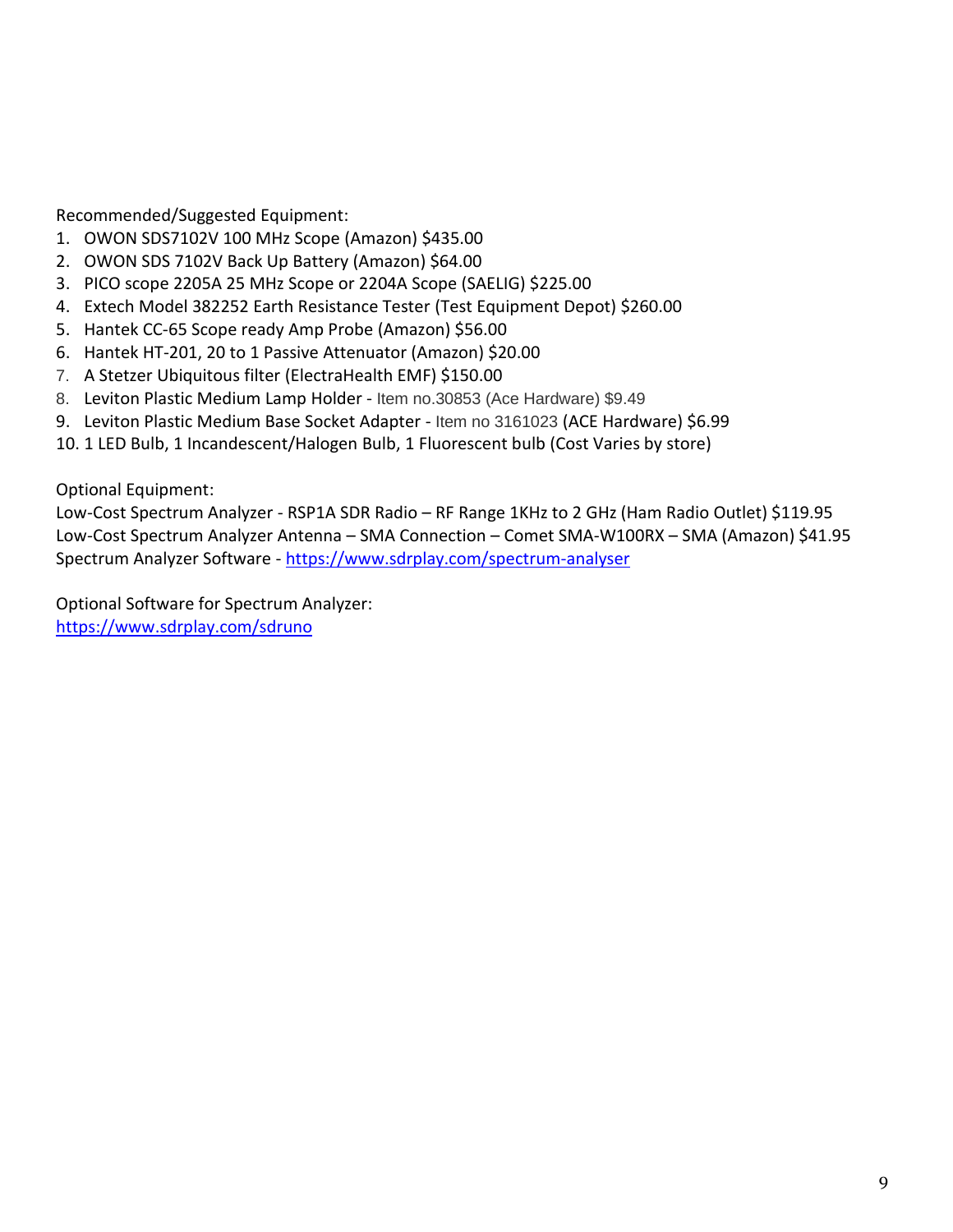Recommended/Suggested Equipment:

1. OWON SDS7102V 100 MHz Scope (Amazon) $435.00
2. OWON SDS 7102V Back Up Battery (Amazon) $64.00
3. PICO scope 2205A 25 MHz Scope or 2204A Scope (SAELIG) $225.00
4. Extech Model 382252 Earth Resistance Tester (Test Equipment Depot) $260.00
5. Hantek CC-65 Scope ready Amp Probe (Amazon) $56.00
6. Hantek HT-201, 20 to 1 Passive Attenuator (Amazon) $20.00
7. A Stetzer Ubiquitous filter (ElectraHealth EMF) $150.00
8. Leviton Plastic Medium Lamp Holder - Item no.30853 (Ace Hardware) $9.49
9. Leviton Plastic Medium Base Socket Adapter - Item no 3161023 (ACE Hardware) $6.99
10. 1 LED Bulb, 1 Incandescent/Halogen Bulb, 1 Fluorescent bulb (Cost Varies by store)

Optional Equipment:

Low-Cost Spectrum Analyzer - RSP1A SDR Radio – RF Range 1KHz to 2 GHz (Ham Radio Outlet) $119.95
Low-Cost Spectrum Analyzer Antenna – SMA Connection – Comet SMA-W100RX – SMA (Amazon) $41.95
Spectrum Analyzer Software - https://www.sdrplay.com/spectrum-analyser

Optional Software for Spectrum Analyzer:
https://www.sdrplay.com/sdruno